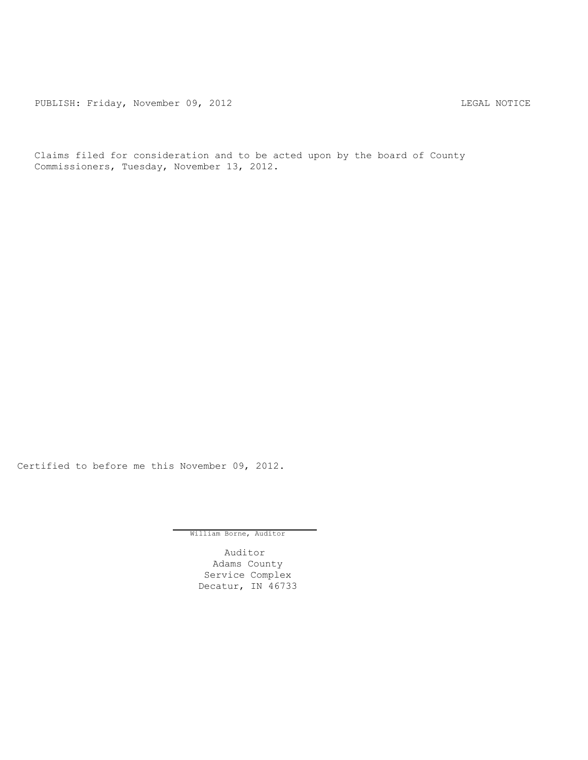PUBLISH: Friday, November 09, 2012 LEGAL NOTICE

Claims filed for consideration and to be acted upon by the board of County Commissioners, Tuesday, November 13, 2012.

Certified to before me this November 09, 2012.

William Borne, Auditor

Auditor
Adams County
Service Complex
Decatur, IN 46733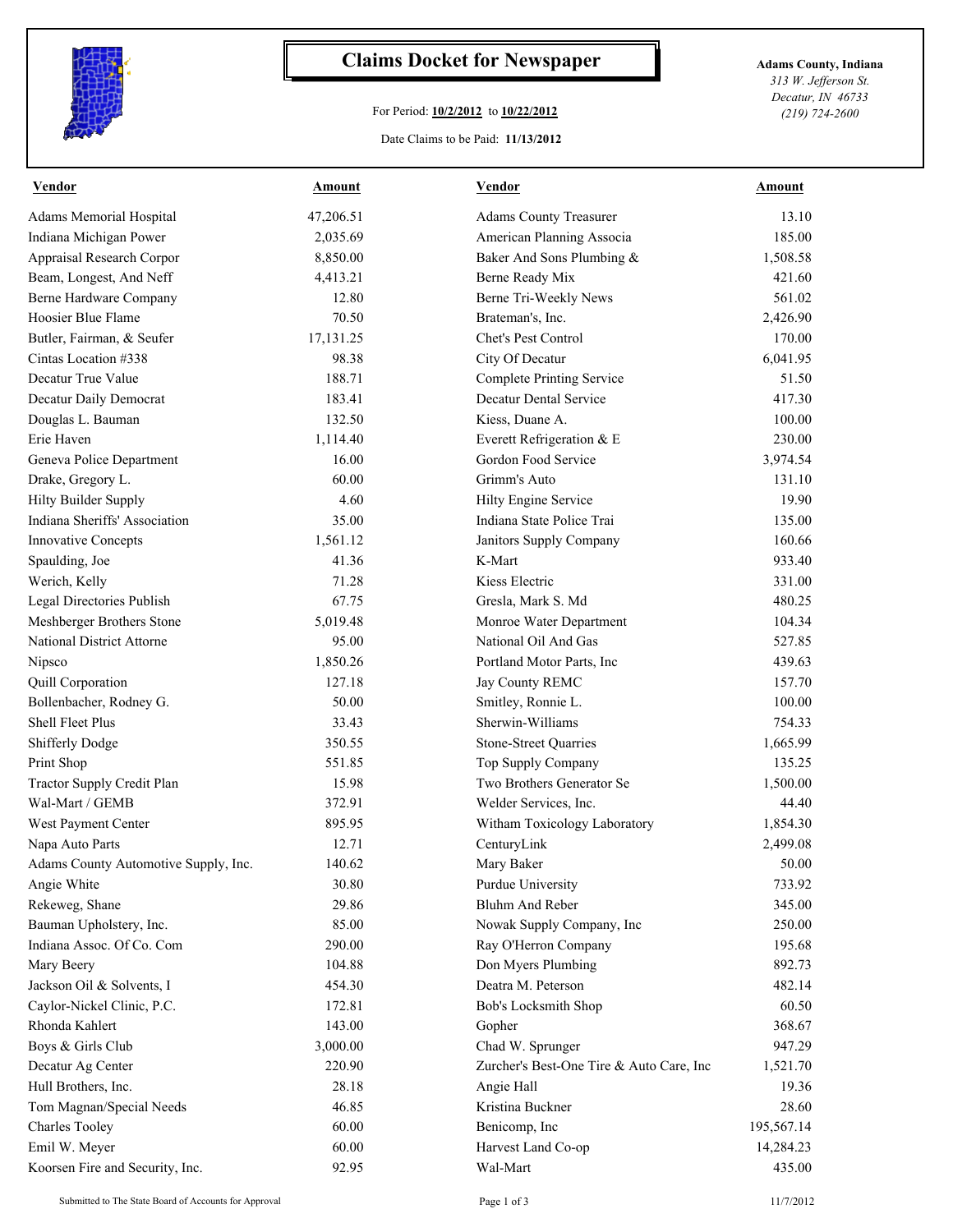# Claims Docket for Newspaper

For Period: **10/2/2012** to **10/22/2012**

Date Claims to be Paid: **11/13/2012**

**Adams County, Indiana**
*313 W. Jefferson St.*
*Decatur, IN 46733*
*(219) 724-2600*

| Vendor | Amount | Vendor | Amount |
|---|---|---|---|
| Adams Memorial Hospital | 47,206.51 | Adams County Treasurer | 13.10 |
| Indiana Michigan Power | 2,035.69 | American Planning Associa | 185.00 |
| Appraisal Research Corpor | 8,850.00 | Baker And Sons Plumbing & | 1,508.58 |
| Beam, Longest, And Neff | 4,413.21 | Berne Ready Mix | 421.60 |
| Berne Hardware Company | 12.80 | Berne Tri-Weekly News | 561.02 |
| Hoosier Blue Flame | 70.50 | Brateman's, Inc. | 2,426.90 |
| Butler, Fairman, & Seufer | 17,131.25 | Chet's Pest Control | 170.00 |
| Cintas Location #338 | 98.38 | City Of Decatur | 6,041.95 |
| Decatur True Value | 188.71 | Complete Printing Service | 51.50 |
| Decatur Daily Democrat | 183.41 | Decatur Dental Service | 417.30 |
| Douglas L. Bauman | 132.50 | Kiess, Duane A. | 100.00 |
| Erie Haven | 1,114.40 | Everett Refrigeration & E | 230.00 |
| Geneva Police Department | 16.00 | Gordon Food Service | 3,974.54 |
| Drake, Gregory L. | 60.00 | Grimm's Auto | 131.10 |
| Hilty Builder Supply | 4.60 | Hilty Engine Service | 19.90 |
| Indiana Sheriffs' Association | 35.00 | Indiana State Police Trai | 135.00 |
| Innovative Concepts | 1,561.12 | Janitors Supply Company | 160.66 |
| Spaulding, Joe | 41.36 | K-Mart | 933.40 |
| Werich, Kelly | 71.28 | Kiess Electric | 331.00 |
| Legal Directories Publish | 67.75 | Gresla, Mark S. Md | 480.25 |
| Meshberger Brothers Stone | 5,019.48 | Monroe Water Department | 104.34 |
| National District Attorne | 95.00 | National Oil And Gas | 527.85 |
| Nipsco | 1,850.26 | Portland Motor Parts, Inc | 439.63 |
| Quill Corporation | 127.18 | Jay County REMC | 157.70 |
| Bollenbacher, Rodney G. | 50.00 | Smitley, Ronnie L. | 100.00 |
| Shell Fleet Plus | 33.43 | Sherwin-Williams | 754.33 |
| Shifferly Dodge | 350.55 | Stone-Street Quarries | 1,665.99 |
| Print Shop | 551.85 | Top Supply Company | 135.25 |
| Tractor Supply Credit Plan | 15.98 | Two Brothers Generator Se | 1,500.00 |
| Wal-Mart / GEMB | 372.91 | Welder Services, Inc. | 44.40 |
| West Payment Center | 895.95 | Witham Toxicology Laboratory | 1,854.30 |
| Napa Auto Parts | 12.71 | CenturyLink | 2,499.08 |
| Adams County Automotive Supply, Inc. | 140.62 | Mary Baker | 50.00 |
| Angie White | 30.80 | Purdue University | 733.92 |
| Rekeweg, Shane | 29.86 | Bluhm And Reber | 345.00 |
| Bauman Upholstery, Inc. | 85.00 | Nowak Supply Company, Inc | 250.00 |
| Indiana Assoc. Of Co. Com | 290.00 | Ray O'Herron Company | 195.68 |
| Mary Beery | 104.88 | Don Myers Plumbing | 892.73 |
| Jackson Oil & Solvents, I | 454.30 | Deatra M. Peterson | 482.14 |
| Caylor-Nickel Clinic, P.C. | 172.81 | Bob's Locksmith Shop | 60.50 |
| Rhonda Kahlert | 143.00 | Gopher | 368.67 |
| Boys & Girls Club | 3,000.00 | Chad W. Sprunger | 947.29 |
| Decatur Ag Center | 220.90 | Zurcher's Best-One Tire & Auto Care, Inc | 1,521.70 |
| Hull Brothers, Inc. | 28.18 | Angie Hall | 19.36 |
| Tom Magnan/Special Needs | 46.85 | Kristina Buckner | 28.60 |
| Charles Tooley | 60.00 | Benicomp, Inc | 195,567.14 |
| Emil W. Meyer | 60.00 | Harvest Land Co-op | 14,284.23 |
| Koorsen Fire and Security, Inc. | 92.95 | Wal-Mart | 435.00 |

Submitted to The State Board of Accounts for Approval — 11/7/2012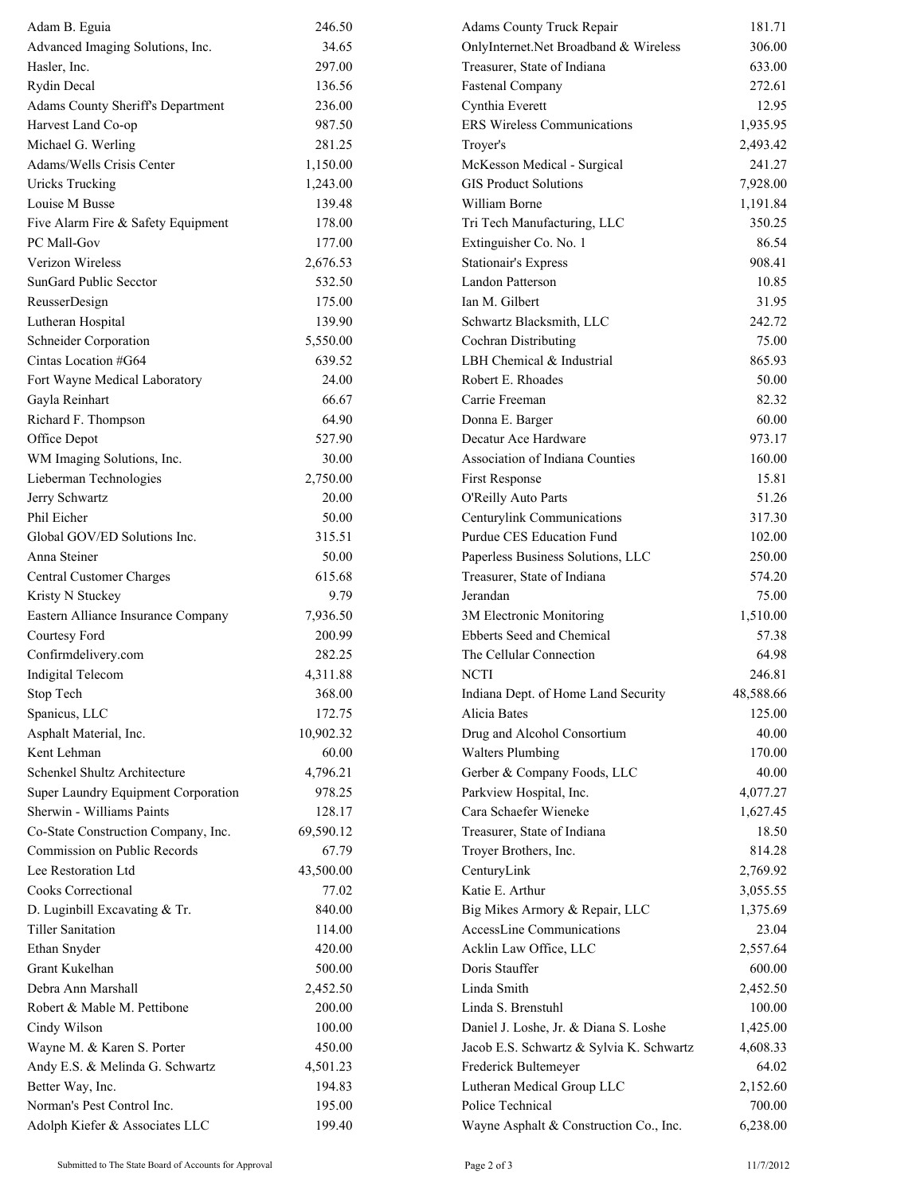| | | | |
|---|---|---|---|
| Adam B. Eguia | 246.50 | Adams County Truck Repair | 181.71 |
| Advanced Imaging Solutions, Inc. | 34.65 | OnlyInternet.Net Broadband & Wireless | 306.00 |
| Hasler, Inc. | 297.00 | Treasurer, State of Indiana | 633.00 |
| Rydin Decal | 136.56 | Fastenal Company | 272.61 |
| Adams County Sheriff's Department | 236.00 | Cynthia Everett | 12.95 |
| Harvest Land Co-op | 987.50 | ERS Wireless Communications | 1,935.95 |
| Michael G. Werling | 281.25 | Troyer's | 2,493.42 |
| Adams/Wells Crisis Center | 1,150.00 | McKesson Medical - Surgical | 241.27 |
| Uricks Trucking | 1,243.00 | GIS Product Solutions | 7,928.00 |
| Louise M Busse | 139.48 | William Borne | 1,191.84 |
| Five Alarm Fire & Safety Equipment | 178.00 | Tri Tech Manufacturing, LLC | 350.25 |
| PC Mall-Gov | 177.00 | Extinguisher Co. No. 1 | 86.54 |
| Verizon Wireless | 2,676.53 | Stationair's Express | 908.41 |
| SunGard Public Secctor | 532.50 | Landon Patterson | 10.85 |
| ReusserDesign | 175.00 | Ian M. Gilbert | 31.95 |
| Lutheran Hospital | 139.90 | Schwartz Blacksmith, LLC | 242.72 |
| Schneider Corporation | 5,550.00 | Cochran Distributing | 75.00 |
| Cintas Location #G64 | 639.52 | LBH Chemical & Industrial | 865.93 |
| Fort Wayne Medical Laboratory | 24.00 | Robert E. Rhoades | 50.00 |
| Gayla Reinhart | 66.67 | Carrie Freeman | 82.32 |
| Richard F. Thompson | 64.90 | Donna E. Barger | 60.00 |
| Office Depot | 527.90 | Decatur Ace Hardware | 973.17 |
| WM Imaging Solutions, Inc. | 30.00 | Association of Indiana Counties | 160.00 |
| Lieberman Technologies | 2,750.00 | First Response | 15.81 |
| Jerry Schwartz | 20.00 | O'Reilly Auto Parts | 51.26 |
| Phil Eicher | 50.00 | Centurylink Communications | 317.30 |
| Global GOV/ED Solutions Inc. | 315.51 | Purdue CES Education Fund | 102.00 |
| Anna Steiner | 50.00 | Paperless Business Solutions, LLC | 250.00 |
| Central Customer Charges | 615.68 | Treasurer, State of Indiana | 574.20 |
| Kristy N Stuckey | 9.79 | Jerandan | 75.00 |
| Eastern Alliance Insurance Company | 7,936.50 | 3M Electronic Monitoring | 1,510.00 |
| Courtesy Ford | 200.99 | Ebberts Seed and Chemical | 57.38 |
| Confirmdelivery.com | 282.25 | The Cellular Connection | 64.98 |
| Indigital Telecom | 4,311.88 | NCTI | 246.81 |
| Stop Tech | 368.00 | Indiana Dept. of Home Land Security | 48,588.66 |
| Spanicus, LLC | 172.75 | Alicia Bates | 125.00 |
| Asphalt Material, Inc. | 10,902.32 | Drug and Alcohol Consortium | 40.00 |
| Kent Lehman | 60.00 | Walters Plumbing | 170.00 |
| Schenkel Shultz Architecture | 4,796.21 | Gerber & Company Foods, LLC | 40.00 |
| Super Laundry Equipment Corporation | 978.25 | Parkview Hospital, Inc. | 4,077.27 |
| Sherwin - Williams Paints | 128.17 | Cara Schaefer Wieneke | 1,627.45 |
| Co-State Construction Company, Inc. | 69,590.12 | Treasurer, State of Indiana | 18.50 |
| Commission on Public Records | 67.79 | Troyer Brothers, Inc. | 814.28 |
| Lee Restoration Ltd | 43,500.00 | CenturyLink | 2,769.92 |
| Cooks Correctional | 77.02 | Katie E. Arthur | 3,055.55 |
| D. Luginbill Excavating & Tr. | 840.00 | Big Mikes Armory & Repair, LLC | 1,375.69 |
| Tiller Sanitation | 114.00 | AccessLine Communications | 23.04 |
| Ethan Snyder | 420.00 | Acklin Law Office, LLC | 2,557.64 |
| Grant Kukelhan | 500.00 | Doris Stauffer | 600.00 |
| Debra Ann Marshall | 2,452.50 | Linda Smith | 2,452.50 |
| Robert & Mable M. Pettibone | 200.00 | Linda S. Brenstuhl | 100.00 |
| Cindy Wilson | 100.00 | Daniel J. Loshe, Jr. & Diana S. Loshe | 1,425.00 |
| Wayne M. & Karen S. Porter | 450.00 | Jacob E.S. Schwartz & Sylvia K. Schwartz | 4,608.33 |
| Andy E.S. & Melinda G. Schwartz | 4,501.23 | Frederick Bultemeyer | 64.02 |
| Better Way, Inc. | 194.83 | Lutheran Medical Group LLC | 2,152.60 |
| Norman's Pest Control Inc. | 195.00 | Police Technical | 700.00 |
| Adolph Kiefer & Associates LLC | 199.40 | Wayne Asphalt & Construction Co., Inc. | 6,238.00 |

Submitted to The State Board of Accounts for Approval 11/7/2012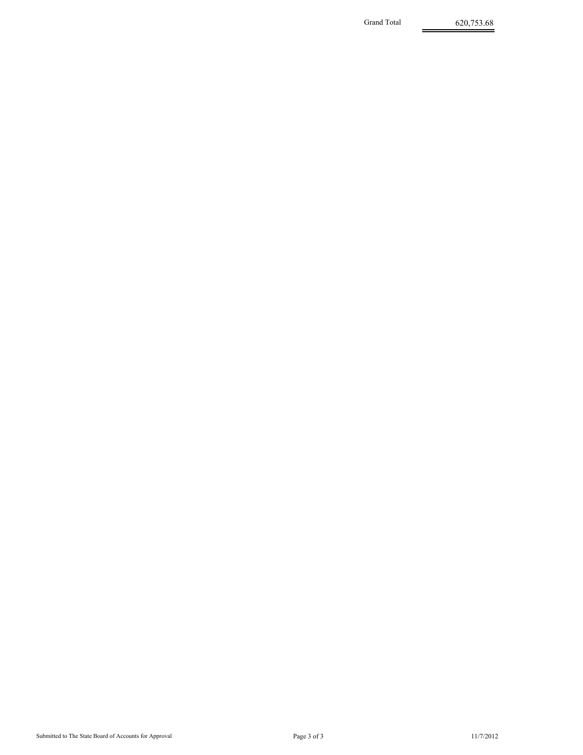| | |
|---|---|
| Grand Total | 620,753.68 |